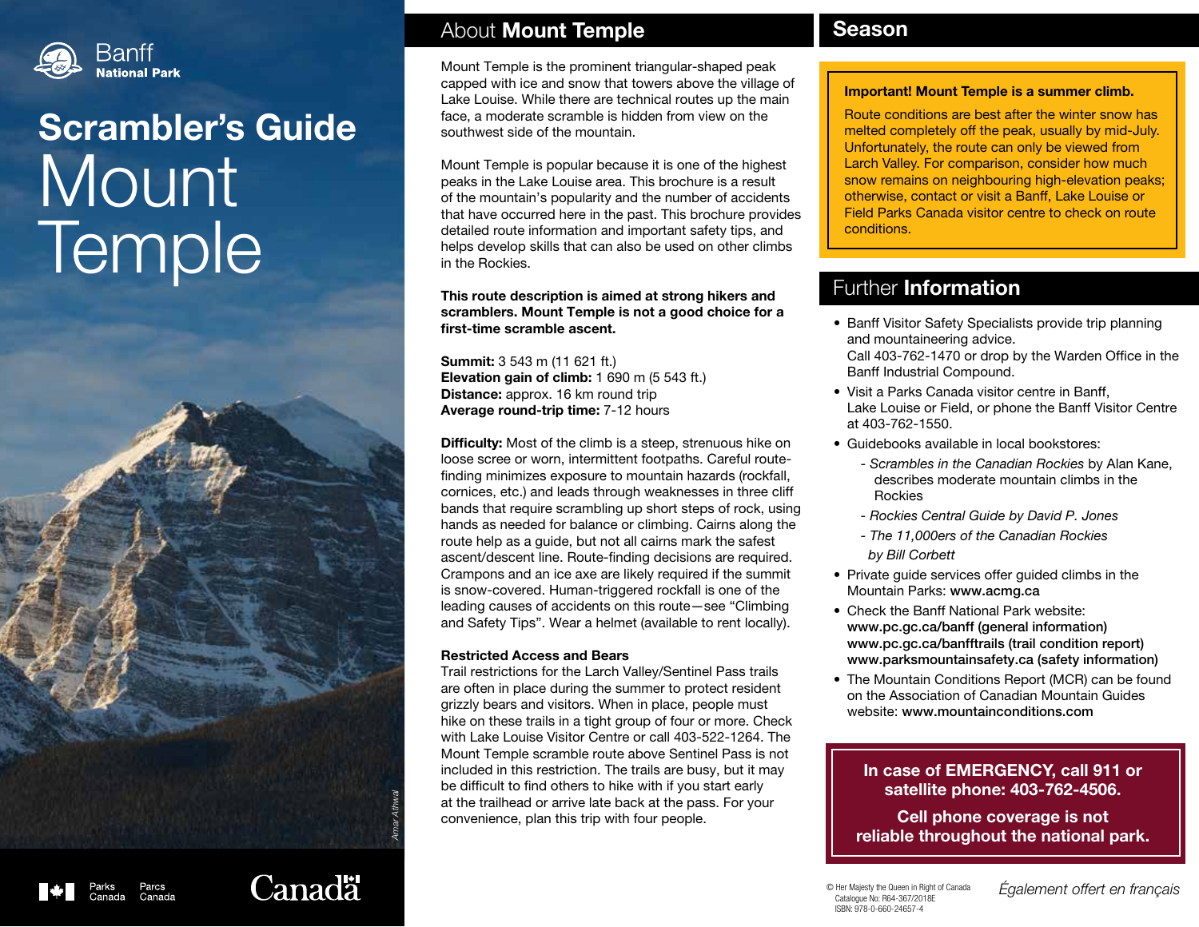Banff
**National Park**

# Scrambler's Guide Mount Temple

Amar Athwal

Parks Canada / Parcs Canada

Canada

## About **Mount Temple**

Mount Temple is the prominent triangular-shaped peak capped with ice and snow that towers above the village of Lake Louise. While there are technical routes up the main face, a moderate scramble is hidden from view on the southwest side of the mountain.

Mount Temple is popular because it is one of the highest peaks in the Lake Louise area. This brochure is a result of the mountain's popularity and the number of accidents that have occurred here in the past. This brochure provides detailed route information and important safety tips, and helps develop skills that can also be used on other climbs in the Rockies.

**This route description is aimed at strong hikers and scramblers. Mount Temple is not a good choice for a first-time scramble ascent.**

**Summit:** 3 543 m (11 621 ft.)
**Elevation gain of climb:** 1 690 m (5 543 ft.)
**Distance:** approx. 16 km round trip
**Average round-trip time:** 7-12 hours

**Difficulty:** Most of the climb is a steep, strenuous hike on loose scree or worn, intermittent footpaths. Careful route-finding minimizes exposure to mountain hazards (rockfall, cornices, etc.) and leads through weaknesses in three cliff bands that require scrambling up short steps of rock, using hands as needed for balance or climbing. Cairns along the route help as a guide, but not all cairns mark the safest ascent/descent line. Route-finding decisions are required. Crampons and an ice axe are likely required if the summit is snow-covered. Human-triggered rockfall is one of the leading causes of accidents on this route—see "Climbing and Safety Tips". Wear a helmet (available to rent locally).

### Restricted Access and Bears

Trail restrictions for the Larch Valley/Sentinel Pass trails are often in place during the summer to protect resident grizzly bears and visitors. When in place, people must hike on these trails in a tight group of four or more. Check with Lake Louise Visitor Centre or call 403-522-1264. The Mount Temple scramble route above Sentinel Pass is not included in this restriction. The trails are busy, but it may be difficult to find others to hike with if you start early at the trailhead or arrive late back at the pass. For your convenience, plan this trip with four people.

## Season

**Important! Mount Temple is a summer climb.**

Route conditions are best after the winter snow has melted completely off the peak, usually by mid-July. Unfortunately, the route can only be viewed from Larch Valley. For comparison, consider how much snow remains on neighbouring high-elevation peaks; otherwise, contact or visit a Banff, Lake Louise or Field Parks Canada visitor centre to check on route conditions.

## Further **Information**

- Banff Visitor Safety Specialists provide trip planning and mountaineering advice.
  Call 403-762-1470 or drop by the Warden Office in the Banff Industrial Compound.
- Visit a Parks Canada visitor centre in Banff, Lake Louise or Field, or phone the Banff Visitor Centre at 403-762-1550.
- Guidebooks available in local bookstores:
  - *Scrambles in the Canadian Rockies* by Alan Kane, describes moderate mountain climbs in the Rockies
  - *Rockies Central Guide by David P. Jones*
  - *The 11,000ers of the Canadian Rockies by Bill Corbett*
- Private guide services offer guided climbs in the Mountain Parks: **www.acmg.ca**
- Check the Banff National Park website:
  **www.pc.gc.ca/banff (general information)**
  **www.pc.gc.ca/banfftrails (trail condition report)**
  **www.parksmountainsafety.ca (safety information)**
- The Mountain Conditions Report (MCR) can be found on the Association of Canadian Mountain Guides website: **www.mountainconditions.com**

**In case of EMERGENCY, call 911 or satellite phone: 403-762-4506.**

**Cell phone coverage is not reliable throughout the national park.**

© Her Majesty the Queen in Right of Canada
Catalogue No: R64-367/2018E
ISBN: 978-0-660-24657-4

*Également offert en français*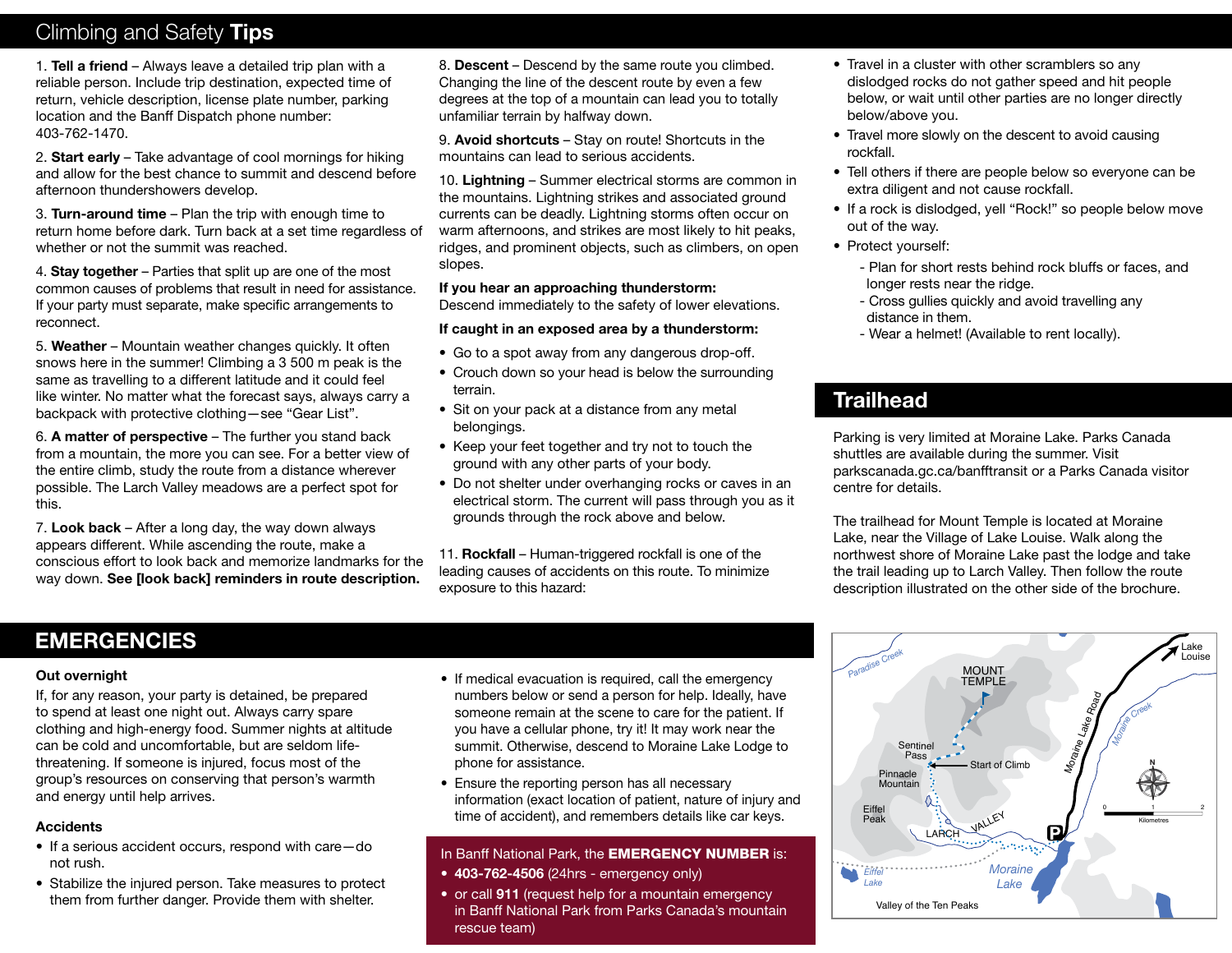# Climbing and Safety **Tips**

1. **Tell a friend** – Always leave a detailed trip plan with a reliable person. Include trip destination, expected time of return, vehicle description, license plate number, parking location and the Banff Dispatch phone number: 403-762-1470.

2. **Start early** – Take advantage of cool mornings for hiking and allow for the best chance to summit and descend before afternoon thundershowers develop.

3. **Turn-around time** – Plan the trip with enough time to return home before dark. Turn back at a set time regardless of whether or not the summit was reached.

4. **Stay together** – Parties that split up are one of the most common causes of problems that result in need for assistance. If your party must separate, make specific arrangements to reconnect.

5. **Weather** – Mountain weather changes quickly. It often snows here in the summer! Climbing a 3 500 m peak is the same as travelling to a different latitude and it could feel like winter. No matter what the forecast says, always carry a backpack with protective clothing—see "Gear List".

6. **A matter of perspective** – The further you stand back from a mountain, the more you can see. For a better view of the entire climb, study the route from a distance wherever possible. The Larch Valley meadows are a perfect spot for this.

7. **Look back** – After a long day, the way down always appears different. While ascending the route, make a conscious effort to look back and memorize landmarks for the way down. **See [look back] reminders in route description.**

8. **Descent** – Descend by the same route you climbed. Changing the line of the descent route by even a few degrees at the top of a mountain can lead you to totally unfamiliar terrain by halfway down.

9. **Avoid shortcuts** – Stay on route! Shortcuts in the mountains can lead to serious accidents.

10. **Lightning** – Summer electrical storms are common in the mountains. Lightning strikes and associated ground currents can be deadly. Lightning storms often occur on warm afternoons, and strikes are most likely to hit peaks, ridges, and prominent objects, such as climbers, on open slopes.

**If you hear an approaching thunderstorm:**
Descend immediately to the safety of lower elevations.

**If caught in an exposed area by a thunderstorm:**

- Go to a spot away from any dangerous drop-off.
- Crouch down so your head is below the surrounding terrain.
- Sit on your pack at a distance from any metal belongings.
- Keep your feet together and try not to touch the ground with any other parts of your body.
- Do not shelter under overhanging rocks or caves in an electrical storm. The current will pass through you as it grounds through the rock above and below.

11. **Rockfall** – Human-triggered rockfall is one of the leading causes of accidents on this route. To minimize exposure to this hazard:

- Travel in a cluster with other scramblers so any dislodged rocks do not gather speed and hit people below, or wait until other parties are no longer directly below/above you.
- Travel more slowly on the descent to avoid causing rockfall.
- Tell others if there are people below so everyone can be extra diligent and not cause rockfall.
- If a rock is dislodged, yell "Rock!" so people below move out of the way.
- Protect yourself:
  - Plan for short rests behind rock bluffs or faces, and longer rests near the ridge.
  - Cross gullies quickly and avoid travelling any distance in them.
  - Wear a helmet! (Available to rent locally).

# Trailhead

Parking is very limited at Moraine Lake. Parks Canada shuttles are available during the summer. Visit parkscanada.gc.ca/banfftransit or a Parks Canada visitor centre for details.

The trailhead for Mount Temple is located at Moraine Lake, near the Village of Lake Louise. Walk along the northwest shore of Moraine Lake past the lodge and take the trail leading up to Larch Valley. Then follow the route description illustrated on the other side of the brochure.

# EMERGENCIES

**Out overnight**

If, for any reason, your party is detained, be prepared to spend at least one night out. Always carry spare clothing and high-energy food. Summer nights at altitude can be cold and uncomfortable, but are seldom life-threatening. If someone is injured, focus most of the group's resources on conserving that person's warmth and energy until help arrives.

**Accidents**

- If a serious accident occurs, respond with care—do not rush.
- Stabilize the injured person. Take measures to protect them from further danger. Provide them with shelter.
- If medical evacuation is required, call the emergency numbers below or send a person for help. Ideally, have someone remain at the scene to care for the patient. If you have a cellular phone, try it! It may work near the summit. Otherwise, descend to Moraine Lake Lodge to phone for assistance.
- Ensure the reporting person has all necessary information (exact location of patient, nature of injury and time of accident), and remembers details like car keys.

In Banff National Park, the **EMERGENCY NUMBER** is:

- **403-762-4506** (24hrs - emergency only)
- or call **911** (request help for a mountain emergency in Banff National Park from Parks Canada's mountain rescue team)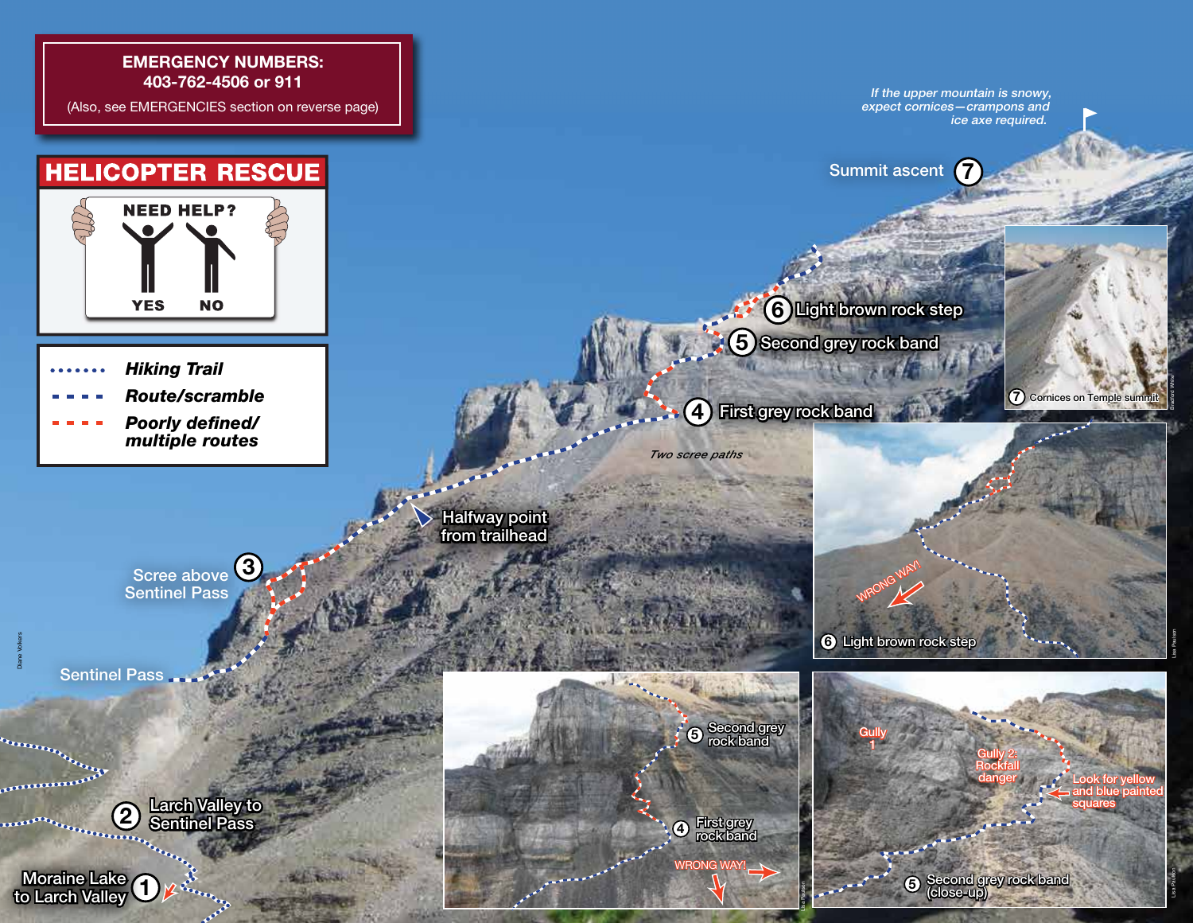**EMERGENCY NUMBERS:**
**403-762-4506 or 911**
(Also, see EMERGENCIES section on reverse page)

## HELICOPTER RESCUE

NEED HELP?

YES NO

- Hiking Trail
- Route/scramble
- Poorly defined/ multiple routes

*If the upper mountain is snowy, expect cornices—crampons and ice axe required.*

7 Summit ascent

6 Light brown rock step

5 Second grey rock band

4 First grey rock band

*Two scree paths*

Halfway point from trailhead

3 Scree above Sentinel Pass

Sentinel Pass

2 Larch Valley to Sentinel Pass

1 Moraine Lake to Larch Valley

7 Cornices on Temple summit

WRONG WAY!

6 Light brown rock step

5 Second grey rock band

4 First grey rock band

WRONG WAY!

Gully 1

Gully 2: Rockfall danger

Look for yellow and blue painted squares

5 Second grey rock band (close-up)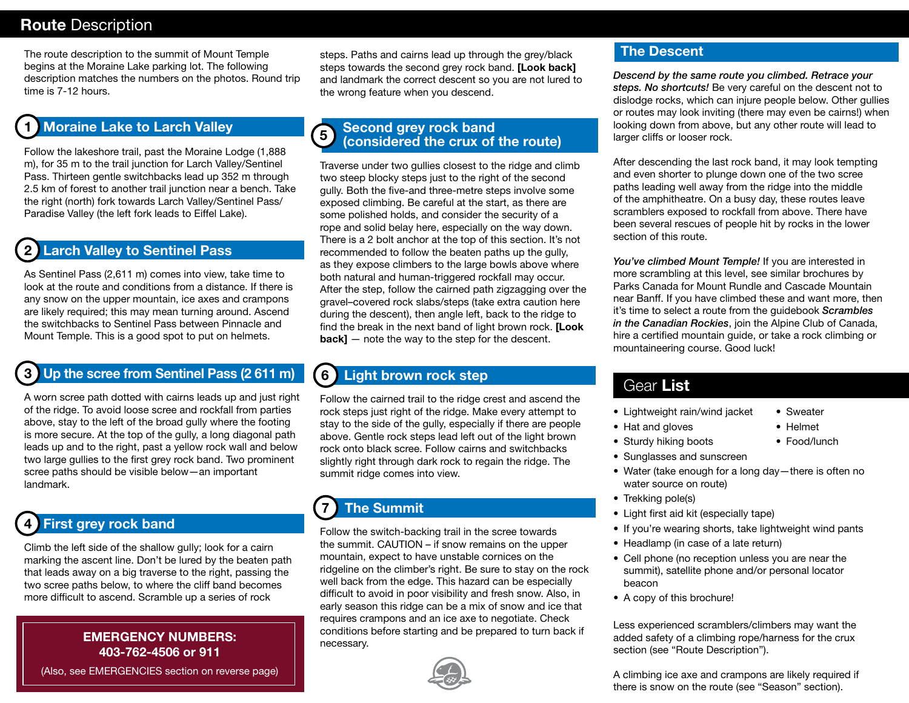# Route Description

The route description to the summit of Mount Temple begins at the Moraine Lake parking lot. The following description matches the numbers on the photos. Round trip time is 7-12 hours.

## 1 Moraine Lake to Larch Valley

Follow the lakeshore trail, past the Moraine Lodge (1,888 m), for 35 m to the trail junction for Larch Valley/Sentinel Pass. Thirteen gentle switchbacks lead up 352 m through 2.5 km of forest to another trail junction near a bench. Take the right (north) fork towards Larch Valley/Sentinel Pass/ Paradise Valley (the left fork leads to Eiffel Lake).

## 2 Larch Valley to Sentinel Pass

As Sentinel Pass (2,611 m) comes into view, take time to look at the route and conditions from a distance. If there is any snow on the upper mountain, ice axes and crampons are likely required; this may mean turning around. Ascend the switchbacks to Sentinel Pass between Pinnacle and Mount Temple. This is a good spot to put on helmets.

## 3 Up the scree from Sentinel Pass (2 611 m)

A worn scree path dotted with cairns leads up and just right of the ridge. To avoid loose scree and rockfall from parties above, stay to the left of the broad gully where the footing is more secure. At the top of the gully, a long diagonal path leads up and to the right, past a yellow rock wall and below two large gullies to the first grey rock band. Two prominent scree paths should be visible below—an important landmark.

## 4 First grey rock band

Climb the left side of the shallow gully; look for a cairn marking the ascent line. Don't be lured by the beaten path that leads away on a big traverse to the right, passing the two scree paths below, to where the cliff band becomes more difficult to ascend. Scramble up a series of rock steps. Paths and cairns lead up through the grey/black steps towards the second grey rock band. **[Look back]** and landmark the correct descent so you are not lured to the wrong feature when you descend.

**EMERGENCY NUMBERS:**
**403-762-4506 or 911**

(Also, see EMERGENCIES section on reverse page)

## 5 Second grey rock band (considered the crux of the route)

Traverse under two gullies closest to the ridge and climb two steep blocky steps just to the right of the second gully. Both the five-and three-metre steps involve some exposed climbing. Be careful at the start, as there are some polished holds, and consider the security of a rope and solid belay here, especially on the way down. There is a 2 bolt anchor at the top of this section. It's not recommended to follow the beaten paths up the gully, as they expose climbers to the large bowls above where both natural and human-triggered rockfall may occur. After the step, follow the cairned path zigzagging over the gravel–covered rock slabs/steps (take extra caution here during the descent), then angle left, back to the ridge to find the break in the next band of light brown rock. **[Look back]** — note the way to the step for the descent.

## 6 Light brown rock step

Follow the cairned trail to the ridge crest and ascend the rock steps just right of the ridge. Make every attempt to stay to the side of the gully, especially if there are people above. Gentle rock steps lead left out of the light brown rock onto black scree. Follow cairns and switchbacks slightly right through dark rock to regain the ridge. The summit ridge comes into view.

## 7 The Summit

Follow the switch-backing trail in the scree towards the summit. CAUTION – if snow remains on the upper mountain, expect to have unstable cornices on the ridgeline on the climber's right. Be sure to stay on the rock well back from the edge. This hazard can be especially difficult to avoid in poor visibility and fresh snow. Also, in early season this ridge can be a mix of snow and ice that requires crampons and an ice axe to negotiate. Check conditions before starting and be prepared to turn back if necessary.

## The Descent

***Descend by the same route you climbed. Retrace your steps. No shortcuts!*** Be very careful on the descent not to dislodge rocks, which can injure people below. Other gullies or routes may look inviting (there may even be cairns!) when looking down from above, but any other route will lead to larger cliffs or looser rock.

After descending the last rock band, it may look tempting and even shorter to plunge down one of the two scree paths leading well away from the ridge into the middle of the amphitheatre. On a busy day, these routes leave scramblers exposed to rockfall from above. There have been several rescues of people hit by rocks in the lower section of this route.

***You've climbed Mount Temple!*** If you are interested in more scrambling at this level, see similar brochures by Parks Canada for Mount Rundle and Cascade Mountain near Banff. If you have climbed these and want more, then it's time to select a route from the guidebook ***Scrambles in the Canadian Rockies***, join the Alpine Club of Canada, hire a certified mountain guide, or take a rock climbing or mountaineering course. Good luck!

# Gear List

- Lightweight rain/wind jacket
- Hat and gloves
- Sturdy hiking boots
- Sunglasses and sunscreen
- Water (take enough for a long day—there is often no water source on route)
- Trekking pole(s)
- Light first aid kit (especially tape)
- If you're wearing shorts, take lightweight wind pants
- Headlamp (in case of a late return)
- Cell phone (no reception unless you are near the summit), satellite phone and/or personal locator beacon
- A copy of this brochure!
- Sweater
- Helmet
- Food/lunch

Less experienced scramblers/climbers may want the added safety of a climbing rope/harness for the crux section (see "Route Description").

A climbing ice axe and crampons are likely required if there is snow on the route (see "Season" section).